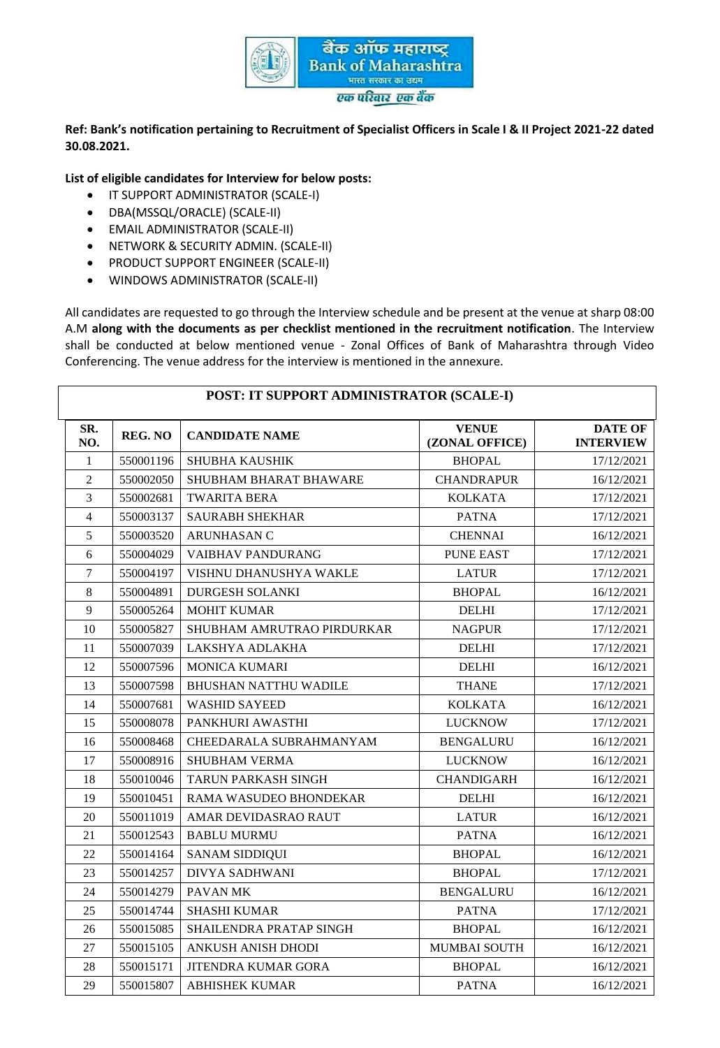बैंक ऑफ महाराष्ट्र
Bank of Maharashtra
भारत सरकार का उद्यम
एक परिवार एक बैंक

**Ref: Bank's notification pertaining to Recruitment of Specialist Officers in Scale I & II Project 2021-22 dated 30.08.2021.**

**List of eligible candidates for Interview for below posts:**

- IT SUPPORT ADMINISTRATOR (SCALE-I)
- DBA(MSSQL/ORACLE) (SCALE-II)
- EMAIL ADMINISTRATOR (SCALE-II)
- NETWORK & SECURITY ADMIN. (SCALE-II)
- PRODUCT SUPPORT ENGINEER (SCALE-II)
- WINDOWS ADMINISTRATOR (SCALE-II)

All candidates are requested to go through the Interview schedule and be present at the venue at sharp 08:00 A.M **along with the documents as per checklist mentioned in the recruitment notification**. The Interview shall be conducted at below mentioned venue - Zonal Offices of Bank of Maharashtra through Video Conferencing. The venue address for the interview is mentioned in the annexure.

**POST: IT SUPPORT ADMINISTRATOR (SCALE-I)**

| SR. NO. | REG. NO | CANDIDATE NAME | VENUE (ZONAL OFFICE) | DATE OF INTERVIEW |
|---|---|---|---|---|
| 1 | 550001196 | SHUBHA KAUSHIK | BHOPAL | 17/12/2021 |
| 2 | 550002050 | SHUBHAM BHARAT BHAWARE | CHANDRAPUR | 16/12/2021 |
| 3 | 550002681 | TWARITA BERA | KOLKATA | 17/12/2021 |
| 4 | 550003137 | SAURABH SHEKHAR | PATNA | 17/12/2021 |
| 5 | 550003520 | ARUNHASAN C | CHENNAI | 16/12/2021 |
| 6 | 550004029 | VAIBHAV PANDURANG | PUNE EAST | 17/12/2021 |
| 7 | 550004197 | VISHNU DHANUSHYA WAKLE | LATUR | 17/12/2021 |
| 8 | 550004891 | DURGESH SOLANKI | BHOPAL | 16/12/2021 |
| 9 | 550005264 | MOHIT KUMAR | DELHI | 17/12/2021 |
| 10 | 550005827 | SHUBHAM AMRUTRAO PIRDURKAR | NAGPUR | 17/12/2021 |
| 11 | 550007039 | LAKSHYA ADLAKHA | DELHI | 17/12/2021 |
| 12 | 550007596 | MONICA KUMARI | DELHI | 16/12/2021 |
| 13 | 550007598 | BHUSHAN NATTHU WADILE | THANE | 17/12/2021 |
| 14 | 550007681 | WASHID SAYEED | KOLKATA | 16/12/2021 |
| 15 | 550008078 | PANKHURI AWASTHI | LUCKNOW | 17/12/2021 |
| 16 | 550008468 | CHEEDARALA SUBRAHMANYAM | BENGALURU | 16/12/2021 |
| 17 | 550008916 | SHUBHAM VERMA | LUCKNOW | 16/12/2021 |
| 18 | 550010046 | TARUN PARKASH SINGH | CHANDIGARH | 16/12/2021 |
| 19 | 550010451 | RAMA WASUDEO BHONDEKAR | DELHI | 16/12/2021 |
| 20 | 550011019 | AMAR DEVIDASRAO RAUT | LATUR | 16/12/2021 |
| 21 | 550012543 | BABLU MURMU | PATNA | 16/12/2021 |
| 22 | 550014164 | SANAM SIDDIQUI | BHOPAL | 16/12/2021 |
| 23 | 550014257 | DIVYA SADHWANI | BHOPAL | 17/12/2021 |
| 24 | 550014279 | PAVAN MK | BENGALURU | 16/12/2021 |
| 25 | 550014744 | SHASHI KUMAR | PATNA | 17/12/2021 |
| 26 | 550015085 | SHAILENDRA PRATAP SINGH | BHOPAL | 16/12/2021 |
| 27 | 550015105 | ANKUSH ANISH DHODI | MUMBAI SOUTH | 16/12/2021 |
| 28 | 550015171 | JITENDRA KUMAR GORA | BHOPAL | 16/12/2021 |
| 29 | 550015807 | ABHISHEK KUMAR | PATNA | 16/12/2021 |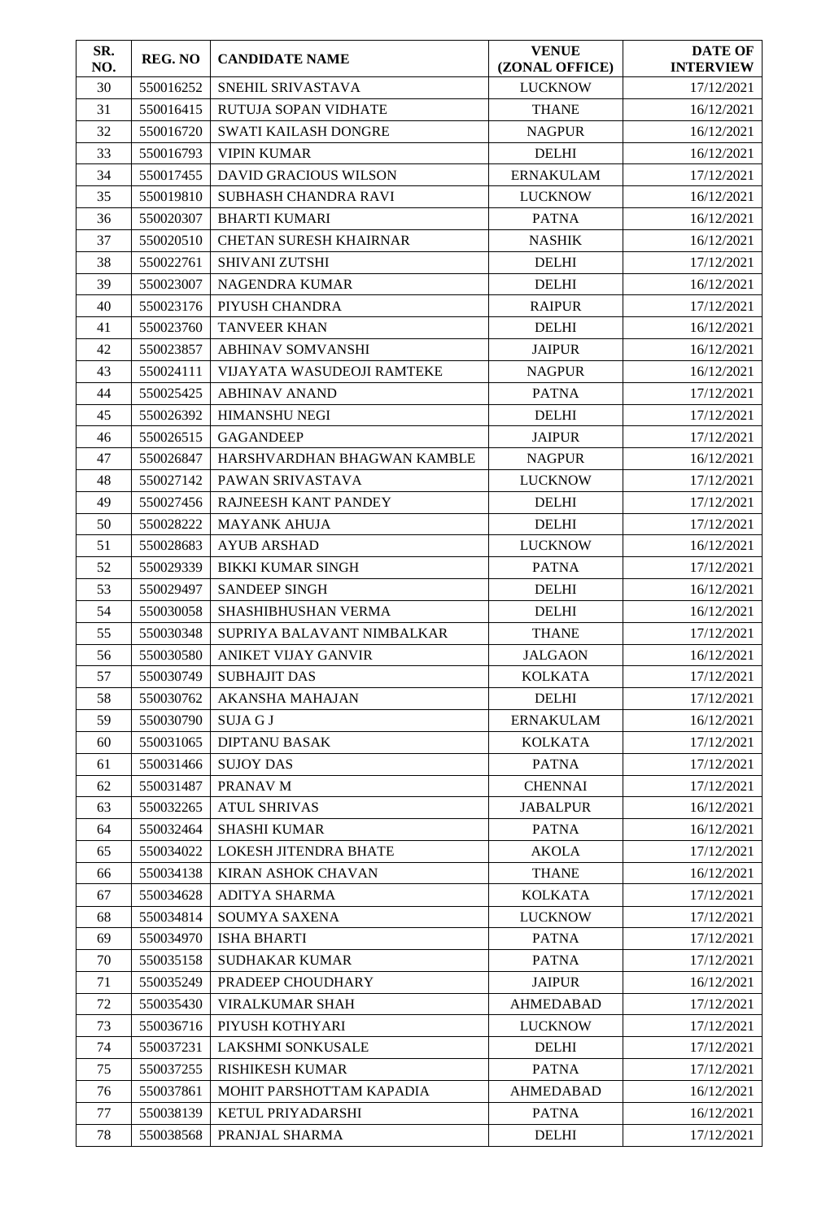| SR. NO. | REG. NO | CANDIDATE NAME | VENUE (ZONAL OFFICE) | DATE OF INTERVIEW |
|---|---|---|---|---|
| 30 | 550016252 | SNEHIL SRIVASTAVA | LUCKNOW | 17/12/2021 |
| 31 | 550016415 | RUTUJA SOPAN VIDHATE | THANE | 16/12/2021 |
| 32 | 550016720 | SWATI KAILASH DONGRE | NAGPUR | 16/12/2021 |
| 33 | 550016793 | VIPIN KUMAR | DELHI | 16/12/2021 |
| 34 | 550017455 | DAVID GRACIOUS WILSON | ERNAKULAM | 17/12/2021 |
| 35 | 550019810 | SUBHASH CHANDRA RAVI | LUCKNOW | 16/12/2021 |
| 36 | 550020307 | BHARTI KUMARI | PATNA | 16/12/2021 |
| 37 | 550020510 | CHETAN SURESH KHAIRNAR | NASHIK | 16/12/2021 |
| 38 | 550022761 | SHIVANI ZUTSHI | DELHI | 17/12/2021 |
| 39 | 550023007 | NAGENDRA KUMAR | DELHI | 16/12/2021 |
| 40 | 550023176 | PIYUSH CHANDRA | RAIPUR | 17/12/2021 |
| 41 | 550023760 | TANVEER KHAN | DELHI | 16/12/2021 |
| 42 | 550023857 | ABHINAV SOMVANSHI | JAIPUR | 16/12/2021 |
| 43 | 550024111 | VIJAYATA WASUDEOJI RAMTEKE | NAGPUR | 16/12/2021 |
| 44 | 550025425 | ABHINAV ANAND | PATNA | 17/12/2021 |
| 45 | 550026392 | HIMANSHU NEGI | DELHI | 17/12/2021 |
| 46 | 550026515 | GAGANDEEP | JAIPUR | 17/12/2021 |
| 47 | 550026847 | HARSHVARDHAN BHAGWAN KAMBLE | NAGPUR | 16/12/2021 |
| 48 | 550027142 | PAWAN SRIVASTAVA | LUCKNOW | 17/12/2021 |
| 49 | 550027456 | RAJNEESH KANT PANDEY | DELHI | 17/12/2021 |
| 50 | 550028222 | MAYANK AHUJA | DELHI | 17/12/2021 |
| 51 | 550028683 | AYUB ARSHAD | LUCKNOW | 16/12/2021 |
| 52 | 550029339 | BIKKI KUMAR SINGH | PATNA | 17/12/2021 |
| 53 | 550029497 | SANDEEP SINGH | DELHI | 16/12/2021 |
| 54 | 550030058 | SHASHIBHUSHAN VERMA | DELHI | 16/12/2021 |
| 55 | 550030348 | SUPRIYA BALAVANT NIMBALKAR | THANE | 17/12/2021 |
| 56 | 550030580 | ANIKET VIJAY GANVIR | JALGAON | 16/12/2021 |
| 57 | 550030749 | SUBHAJIT DAS | KOLKATA | 17/12/2021 |
| 58 | 550030762 | AKANSHA MAHAJAN | DELHI | 17/12/2021 |
| 59 | 550030790 | SUJA G J | ERNAKULAM | 16/12/2021 |
| 60 | 550031065 | DIPTANU BASAK | KOLKATA | 17/12/2021 |
| 61 | 550031466 | SUJOY DAS | PATNA | 17/12/2021 |
| 62 | 550031487 | PRANAV M | CHENNAI | 17/12/2021 |
| 63 | 550032265 | ATUL SHRIVAS | JABALPUR | 16/12/2021 |
| 64 | 550032464 | SHASHI KUMAR | PATNA | 16/12/2021 |
| 65 | 550034022 | LOKESH JITENDRA BHATE | AKOLA | 17/12/2021 |
| 66 | 550034138 | KIRAN ASHOK CHAVAN | THANE | 16/12/2021 |
| 67 | 550034628 | ADITYA SHARMA | KOLKATA | 17/12/2021 |
| 68 | 550034814 | SOUMYA SAXENA | LUCKNOW | 17/12/2021 |
| 69 | 550034970 | ISHA BHARTI | PATNA | 17/12/2021 |
| 70 | 550035158 | SUDHAKAR KUMAR | PATNA | 17/12/2021 |
| 71 | 550035249 | PRADEEP CHOUDHARY | JAIPUR | 16/12/2021 |
| 72 | 550035430 | VIRALKUMAR SHAH | AHMEDABAD | 17/12/2021 |
| 73 | 550036716 | PIYUSH KOTHYARI | LUCKNOW | 17/12/2021 |
| 74 | 550037231 | LAKSHMI SONKUSALE | DELHI | 17/12/2021 |
| 75 | 550037255 | RISHIKESH KUMAR | PATNA | 17/12/2021 |
| 76 | 550037861 | MOHIT PARSHOTTAM KAPADIA | AHMEDABAD | 16/12/2021 |
| 77 | 550038139 | KETUL PRIYADARSHI | PATNA | 16/12/2021 |
| 78 | 550038568 | PRANJAL SHARMA | DELHI | 17/12/2021 |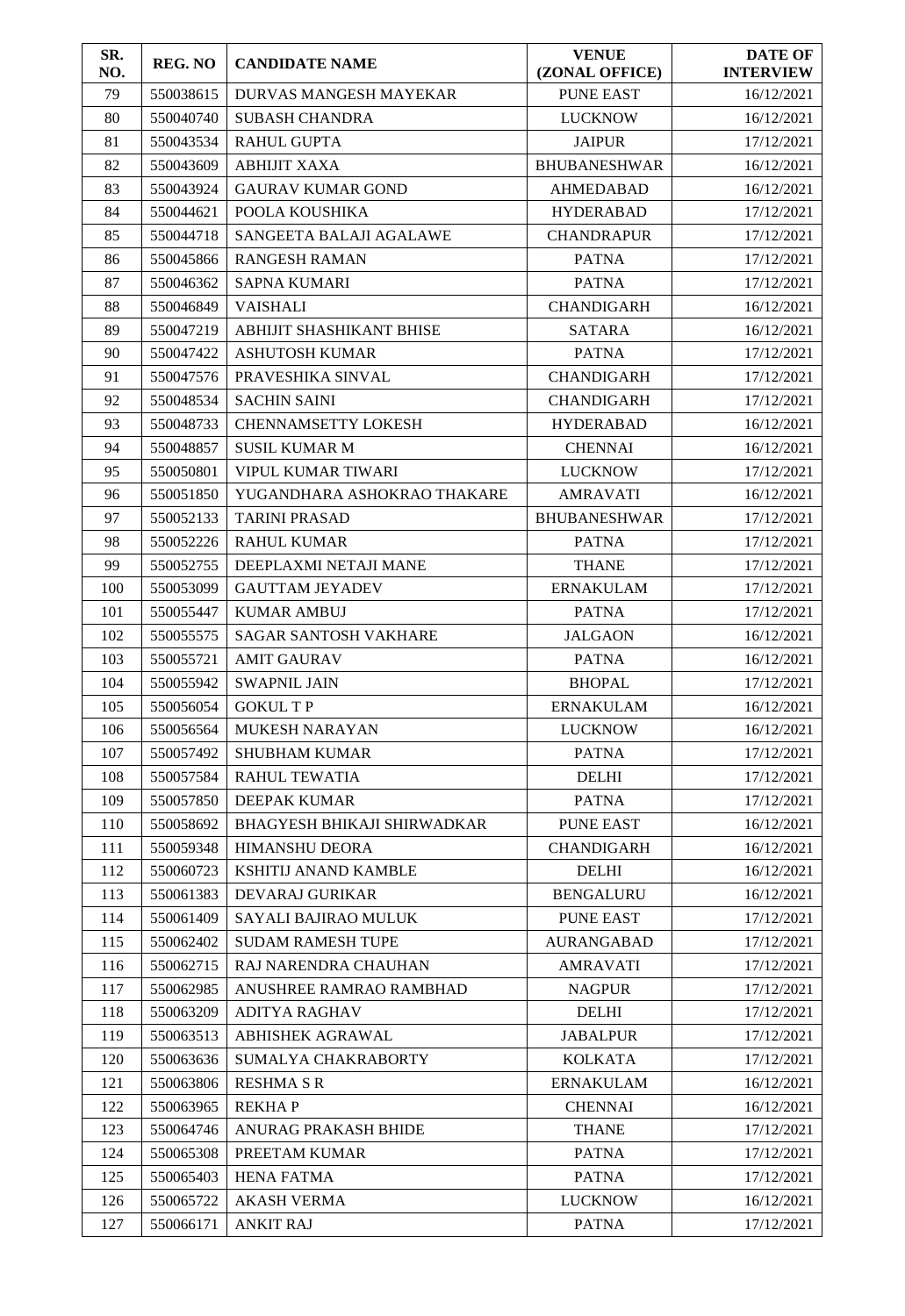| SR. NO. | REG. NO | CANDIDATE NAME | VENUE (ZONAL OFFICE) | DATE OF INTERVIEW |
|---|---|---|---|---|
| 79 | 550038615 | DURVAS MANGESH MAYEKAR | PUNE EAST | 16/12/2021 |
| 80 | 550040740 | SUBASH CHANDRA | LUCKNOW | 16/12/2021 |
| 81 | 550043534 | RAHUL GUPTA | JAIPUR | 17/12/2021 |
| 82 | 550043609 | ABHIJIT XAXA | BHUBANESHWAR | 16/12/2021 |
| 83 | 550043924 | GAURAV KUMAR GOND | AHMEDABAD | 16/12/2021 |
| 84 | 550044621 | POOLA KOUSHIKA | HYDERABAD | 17/12/2021 |
| 85 | 550044718 | SANGEETA BALAJI AGALAWE | CHANDRAPUR | 17/12/2021 |
| 86 | 550045866 | RANGESH RAMAN | PATNA | 17/12/2021 |
| 87 | 550046362 | SAPNA KUMARI | PATNA | 17/12/2021 |
| 88 | 550046849 | VAISHALI | CHANDIGARH | 16/12/2021 |
| 89 | 550047219 | ABHIJIT SHASHIKANT BHISE | SATARA | 16/12/2021 |
| 90 | 550047422 | ASHUTOSH KUMAR | PATNA | 17/12/2021 |
| 91 | 550047576 | PRAVESHIKA SINVAL | CHANDIGARH | 17/12/2021 |
| 92 | 550048534 | SACHIN SAINI | CHANDIGARH | 17/12/2021 |
| 93 | 550048733 | CHENNAMSETTY LOKESH | HYDERABAD | 16/12/2021 |
| 94 | 550048857 | SUSIL KUMAR M | CHENNAI | 16/12/2021 |
| 95 | 550050801 | VIPUL KUMAR TIWARI | LUCKNOW | 17/12/2021 |
| 96 | 550051850 | YUGANDHARA ASHOKRAO THAKARE | AMRAVATI | 16/12/2021 |
| 97 | 550052133 | TARINI PRASAD | BHUBANESHWAR | 17/12/2021 |
| 98 | 550052226 | RAHUL KUMAR | PATNA | 17/12/2021 |
| 99 | 550052755 | DEEPLAXMI NETAJI MANE | THANE | 17/12/2021 |
| 100 | 550053099 | GAUTTAM JEYADEV | ERNAKULAM | 17/12/2021 |
| 101 | 550055447 | KUMAR AMBUJ | PATNA | 17/12/2021 |
| 102 | 550055575 | SAGAR SANTOSH VAKHARE | JALGAON | 16/12/2021 |
| 103 | 550055721 | AMIT GAURAV | PATNA | 16/12/2021 |
| 104 | 550055942 | SWAPNIL JAIN | BHOPAL | 17/12/2021 |
| 105 | 550056054 | GOKUL T P | ERNAKULAM | 16/12/2021 |
| 106 | 550056564 | MUKESH NARAYAN | LUCKNOW | 16/12/2021 |
| 107 | 550057492 | SHUBHAM KUMAR | PATNA | 17/12/2021 |
| 108 | 550057584 | RAHUL TEWATIA | DELHI | 17/12/2021 |
| 109 | 550057850 | DEEPAK KUMAR | PATNA | 17/12/2021 |
| 110 | 550058692 | BHAGYESH BHIKAJI SHIRWADKAR | PUNE EAST | 16/12/2021 |
| 111 | 550059348 | HIMANSHU DEORA | CHANDIGARH | 16/12/2021 |
| 112 | 550060723 | KSHITIJ ANAND KAMBLE | DELHI | 16/12/2021 |
| 113 | 550061383 | DEVARAJ GURIKAR | BENGALURU | 16/12/2021 |
| 114 | 550061409 | SAYALI BAJIRAO MULUK | PUNE EAST | 17/12/2021 |
| 115 | 550062402 | SUDAM RAMESH TUPE | AURANGABAD | 17/12/2021 |
| 116 | 550062715 | RAJ NARENDRA CHAUHAN | AMRAVATI | 17/12/2021 |
| 117 | 550062985 | ANUSHREE RAMRAO RAMBHAD | NAGPUR | 17/12/2021 |
| 118 | 550063209 | ADITYA RAGHAV | DELHI | 17/12/2021 |
| 119 | 550063513 | ABHISHEK AGRAWAL | JABALPUR | 17/12/2021 |
| 120 | 550063636 | SUMALYA CHAKRABORTY | KOLKATA | 17/12/2021 |
| 121 | 550063806 | RESHMA S R | ERNAKULAM | 16/12/2021 |
| 122 | 550063965 | REKHA P | CHENNAI | 16/12/2021 |
| 123 | 550064746 | ANURAG PRAKASH BHIDE | THANE | 17/12/2021 |
| 124 | 550065308 | PREETAM KUMAR | PATNA | 17/12/2021 |
| 125 | 550065403 | HENA FATMA | PATNA | 17/12/2021 |
| 126 | 550065722 | AKASH VERMA | LUCKNOW | 16/12/2021 |
| 127 | 550066171 | ANKIT RAJ | PATNA | 17/12/2021 |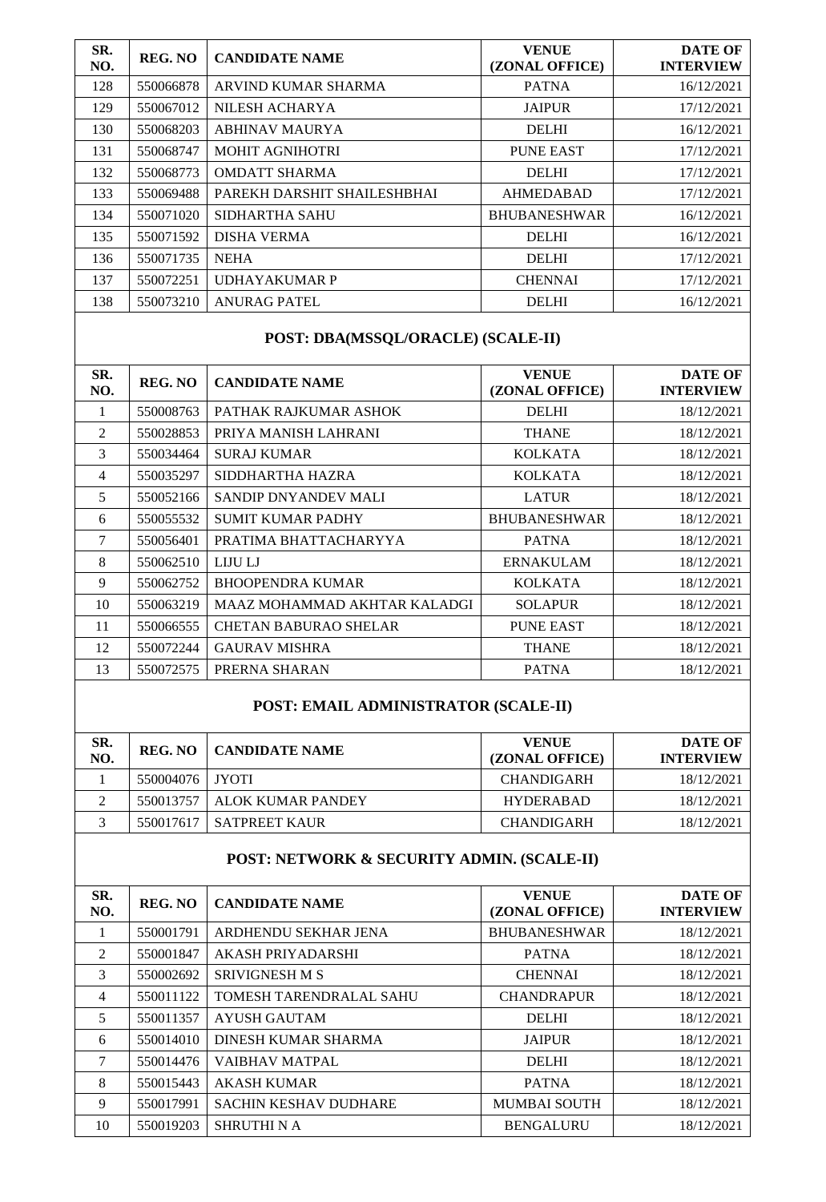| SR. NO. | REG. NO | CANDIDATE NAME | VENUE (ZONAL OFFICE) | DATE OF INTERVIEW |
|---|---|---|---|---|
| 128 | 550066878 | ARVIND KUMAR SHARMA | PATNA | 16/12/2021 |
| 129 | 550067012 | NILESH ACHARYA | JAIPUR | 17/12/2021 |
| 130 | 550068203 | ABHINAV MAURYA | DELHI | 16/12/2021 |
| 131 | 550068747 | MOHIT AGNIHOTRI | PUNE EAST | 17/12/2021 |
| 132 | 550068773 | OMDATT SHARMA | DELHI | 17/12/2021 |
| 133 | 550069488 | PAREKH DARSHIT SHAILESHBHAI | AHMEDABAD | 17/12/2021 |
| 134 | 550071020 | SIDHARTHA SAHU | BHUBANESHWAR | 16/12/2021 |
| 135 | 550071592 | DISHA VERMA | DELHI | 16/12/2021 |
| 136 | 550071735 | NEHA | DELHI | 17/12/2021 |
| 137 | 550072251 | UDHAYAKUMAR P | CHENNAI | 17/12/2021 |
| 138 | 550073210 | ANURAG PATEL | DELHI | 16/12/2021 |

## POST: DBA(MSSQL/ORACLE) (SCALE-II)

| SR. NO. | REG. NO | CANDIDATE NAME | VENUE (ZONAL OFFICE) | DATE OF INTERVIEW |
|---|---|---|---|---|
| 1 | 550008763 | PATHAK RAJKUMAR ASHOK | DELHI | 18/12/2021 |
| 2 | 550028853 | PRIYA MANISH LAHRANI | THANE | 18/12/2021 |
| 3 | 550034464 | SURAJ KUMAR | KOLKATA | 18/12/2021 |
| 4 | 550035297 | SIDDHARTHA HAZRA | KOLKATA | 18/12/2021 |
| 5 | 550052166 | SANDIP DNYANDEV MALI | LATUR | 18/12/2021 |
| 6 | 550055532 | SUMIT KUMAR PADHY | BHUBANESHWAR | 18/12/2021 |
| 7 | 550056401 | PRATIMA BHATTACHARYYA | PATNA | 18/12/2021 |
| 8 | 550062510 | LIJU LJ | ERNAKULAM | 18/12/2021 |
| 9 | 550062752 | BHOOPENDRA KUMAR | KOLKATA | 18/12/2021 |
| 10 | 550063219 | MAAZ MOHAMMAD AKHTAR KALADGI | SOLAPUR | 18/12/2021 |
| 11 | 550066555 | CHETAN BABURAO SHELAR | PUNE EAST | 18/12/2021 |
| 12 | 550072244 | GAURAV MISHRA | THANE | 18/12/2021 |
| 13 | 550072575 | PRERNA SHARAN | PATNA | 18/12/2021 |

## POST: EMAIL ADMINISTRATOR (SCALE-II)

| SR. NO. | REG. NO | CANDIDATE NAME | VENUE (ZONAL OFFICE) | DATE OF INTERVIEW |
|---|---|---|---|---|
| 1 | 550004076 | JYOTI | CHANDIGARH | 18/12/2021 |
| 2 | 550013757 | ALOK KUMAR PANDEY | HYDERABAD | 18/12/2021 |
| 3 | 550017617 | SATPREET KAUR | CHANDIGARH | 18/12/2021 |

## POST: NETWORK & SECURITY ADMIN. (SCALE-II)

| SR. NO. | REG. NO | CANDIDATE NAME | VENUE (ZONAL OFFICE) | DATE OF INTERVIEW |
|---|---|---|---|---|
| 1 | 550001791 | ARDHENDU SEKHAR JENA | BHUBANESHWAR | 18/12/2021 |
| 2 | 550001847 | AKASH PRIYADARSHI | PATNA | 18/12/2021 |
| 3 | 550002692 | SRIVIGNESH M S | CHENNAI | 18/12/2021 |
| 4 | 550011122 | TOMESH TARENDRALAL SAHU | CHANDRAPUR | 18/12/2021 |
| 5 | 550011357 | AYUSH GAUTAM | DELHI | 18/12/2021 |
| 6 | 550014010 | DINESH KUMAR SHARMA | JAIPUR | 18/12/2021 |
| 7 | 550014476 | VAIBHAV MATPAL | DELHI | 18/12/2021 |
| 8 | 550015443 | AKASH KUMAR | PATNA | 18/12/2021 |
| 9 | 550017991 | SACHIN KESHAV DUDHARE | MUMBAI SOUTH | 18/12/2021 |
| 10 | 550019203 | SHRUTHI N A | BENGALURU | 18/12/2021 |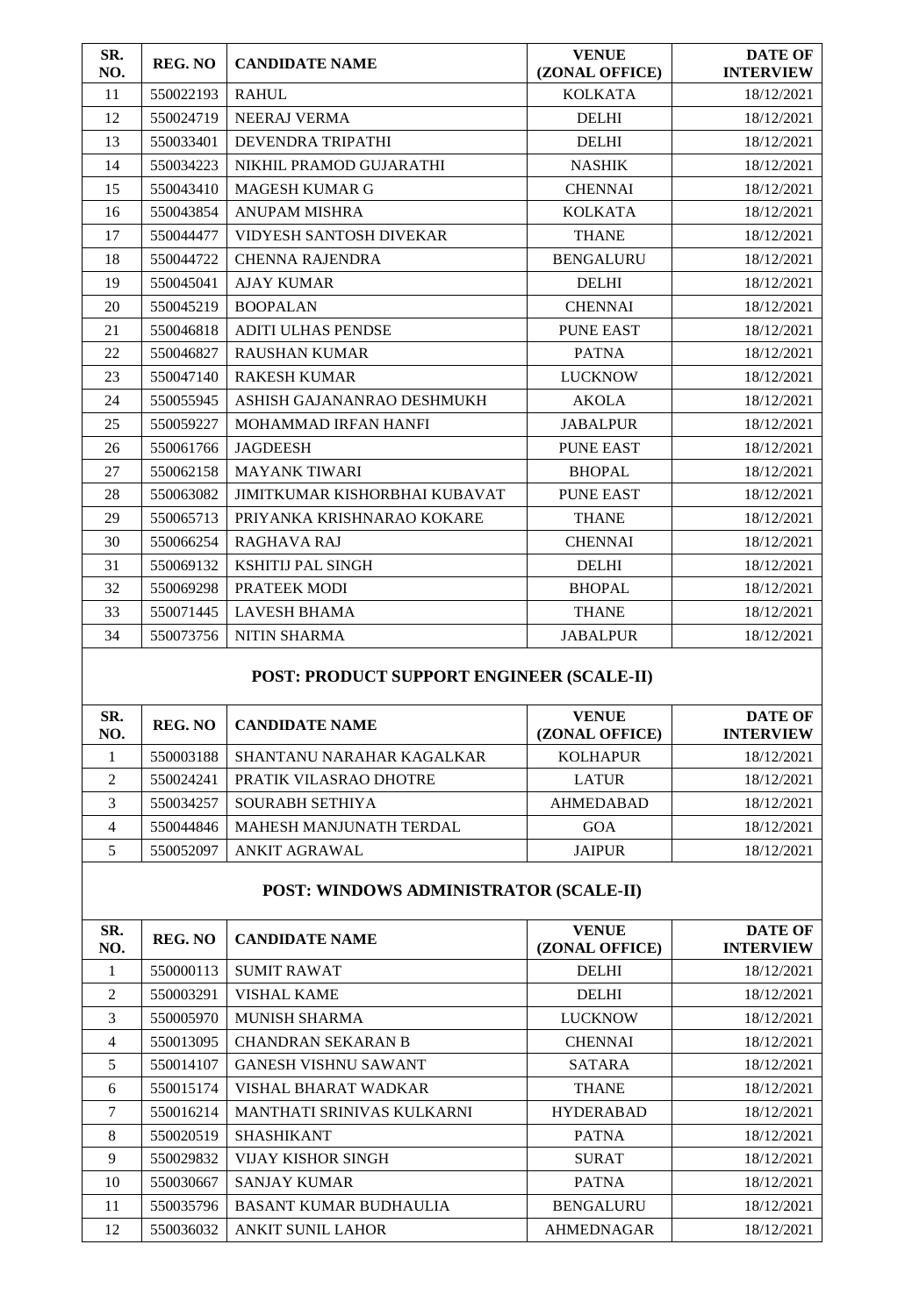| SR. NO. | REG. NO | CANDIDATE NAME | VENUE (ZONAL OFFICE) | DATE OF INTERVIEW |
|---|---|---|---|---|
| 11 | 550022193 | RAHUL | KOLKATA | 18/12/2021 |
| 12 | 550024719 | NEERAJ VERMA | DELHI | 18/12/2021 |
| 13 | 550033401 | DEVENDRA TRIPATHI | DELHI | 18/12/2021 |
| 14 | 550034223 | NIKHIL PRAMOD GUJARATHI | NASHIK | 18/12/2021 |
| 15 | 550043410 | MAGESH KUMAR G | CHENNAI | 18/12/2021 |
| 16 | 550043854 | ANUPAM MISHRA | KOLKATA | 18/12/2021 |
| 17 | 550044477 | VIDYESH SANTOSH DIVEKAR | THANE | 18/12/2021 |
| 18 | 550044722 | CHENNA RAJENDRA | BENGALURU | 18/12/2021 |
| 19 | 550045041 | AJAY KUMAR | DELHI | 18/12/2021 |
| 20 | 550045219 | BOOPALAN | CHENNAI | 18/12/2021 |
| 21 | 550046818 | ADITI ULHAS PENDSE | PUNE EAST | 18/12/2021 |
| 22 | 550046827 | RAUSHAN KUMAR | PATNA | 18/12/2021 |
| 23 | 550047140 | RAKESH KUMAR | LUCKNOW | 18/12/2021 |
| 24 | 550055945 | ASHISH GAJANANRAO DESHMUKH | AKOLA | 18/12/2021 |
| 25 | 550059227 | MOHAMMAD IRFAN HANFI | JABALPUR | 18/12/2021 |
| 26 | 550061766 | JAGDEESH | PUNE EAST | 18/12/2021 |
| 27 | 550062158 | MAYANK TIWARI | BHOPAL | 18/12/2021 |
| 28 | 550063082 | JIMITKUMAR KISHORBHAI KUBAVAT | PUNE EAST | 18/12/2021 |
| 29 | 550065713 | PRIYANKA KRISHNARAO KOKARE | THANE | 18/12/2021 |
| 30 | 550066254 | RAGHAVA RAJ | CHENNAI | 18/12/2021 |
| 31 | 550069132 | KSHITIJ PAL SINGH | DELHI | 18/12/2021 |
| 32 | 550069298 | PRATEEK MODI | BHOPAL | 18/12/2021 |
| 33 | 550071445 | LAVESH BHAMA | THANE | 18/12/2021 |
| 34 | 550073756 | NITIN SHARMA | JABALPUR | 18/12/2021 |

## POST: PRODUCT SUPPORT ENGINEER (SCALE-II)

| SR. NO. | REG. NO | CANDIDATE NAME | VENUE (ZONAL OFFICE) | DATE OF INTERVIEW |
|---|---|---|---|---|
| 1 | 550003188 | SHANTANU NARAHAR KAGALKAR | KOLHAPUR | 18/12/2021 |
| 2 | 550024241 | PRATIK VILASRAO DHOTRE | LATUR | 18/12/2021 |
| 3 | 550034257 | SOURABH SETHIYA | AHMEDABAD | 18/12/2021 |
| 4 | 550044846 | MAHESH MANJUNATH TERDAL | GOA | 18/12/2021 |
| 5 | 550052097 | ANKIT AGRAWAL | JAIPUR | 18/12/2021 |

## POST: WINDOWS ADMINISTRATOR (SCALE-II)

| SR. NO. | REG. NO | CANDIDATE NAME | VENUE (ZONAL OFFICE) | DATE OF INTERVIEW |
|---|---|---|---|---|
| 1 | 550000113 | SUMIT RAWAT | DELHI | 18/12/2021 |
| 2 | 550003291 | VISHAL KAME | DELHI | 18/12/2021 |
| 3 | 550005970 | MUNISH SHARMA | LUCKNOW | 18/12/2021 |
| 4 | 550013095 | CHANDRAN SEKARAN B | CHENNAI | 18/12/2021 |
| 5 | 550014107 | GANESH VISHNU SAWANT | SATARA | 18/12/2021 |
| 6 | 550015174 | VISHAL BHARAT WADKAR | THANE | 18/12/2021 |
| 7 | 550016214 | MANTHATI SRINIVAS KULKARNI | HYDERABAD | 18/12/2021 |
| 8 | 550020519 | SHASHIKANT | PATNA | 18/12/2021 |
| 9 | 550029832 | VIJAY KISHOR SINGH | SURAT | 18/12/2021 |
| 10 | 550030667 | SANJAY KUMAR | PATNA | 18/12/2021 |
| 11 | 550035796 | BASANT KUMAR BUDHAULIA | BENGALURU | 18/12/2021 |
| 12 | 550036032 | ANKIT SUNIL LAHOR | AHMEDNAGAR | 18/12/2021 |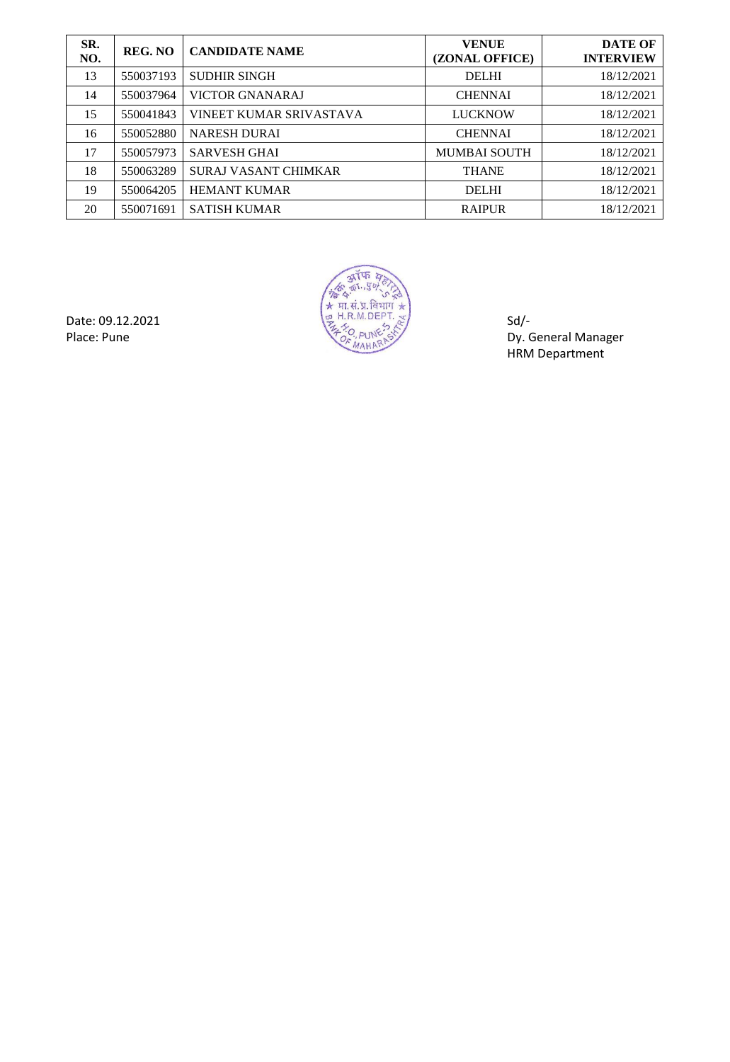| SR. NO. | REG. NO | CANDIDATE NAME | VENUE (ZONAL OFFICE) | DATE OF INTERVIEW |
|---|---|---|---|---|
| 13 | 550037193 | SUDHIR SINGH | DELHI | 18/12/2021 |
| 14 | 550037964 | VICTOR GNANARAJ | CHENNAI | 18/12/2021 |
| 15 | 550041843 | VINEET KUMAR SRIVASTAVA | LUCKNOW | 18/12/2021 |
| 16 | 550052880 | NARESH DURAI | CHENNAI | 18/12/2021 |
| 17 | 550057973 | SARVESH GHAI | MUMBAI SOUTH | 18/12/2021 |
| 18 | 550063289 | SURAJ VASANT CHIMKAR | THANE | 18/12/2021 |
| 19 | 550064205 | HEMANT KUMAR | DELHI | 18/12/2021 |
| 20 | 550071691 | SATISH KUMAR | RAIPUR | 18/12/2021 |

Date: 09.12.2021
Place: Pune

बँक ऑफ महाराष्ट्र, प्र.का., पुणे-5, मा.सं.प्र.विभाग, H.R.M. DEPT., BANK OF MAHARASHTRA, H.O. PUNE-5

Sd/-
Dy. General Manager
HRM Department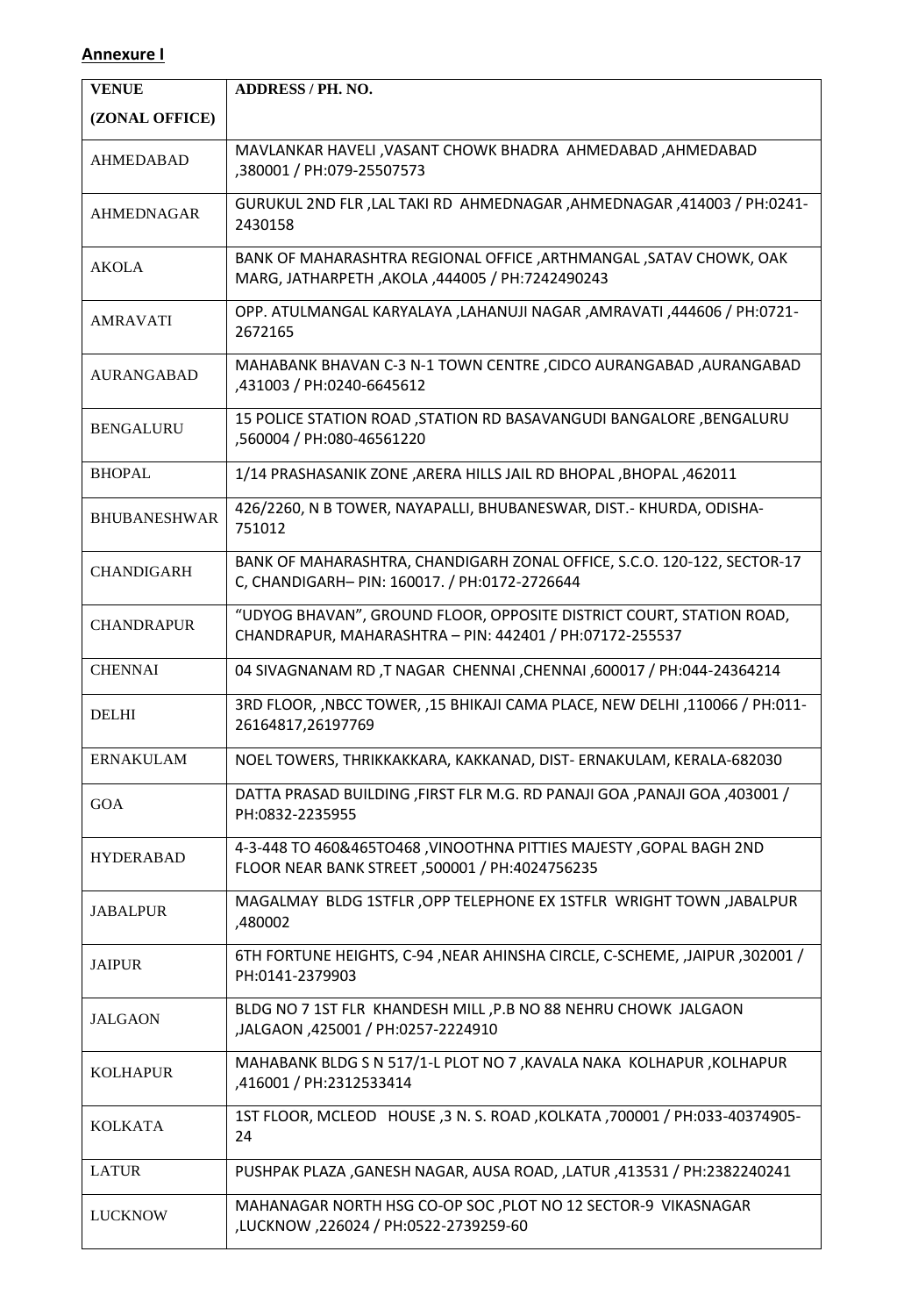**Annexure I**

| VENUE (ZONAL OFFICE) | ADDRESS / PH. NO. |
|---|---|
| AHMEDABAD | MAVLANKAR HAVELI ,VASANT CHOWK BHADRA AHMEDABAD ,AHMEDABAD ,380001 / PH:079-25507573 |
| AHMEDNAGAR | GURUKUL 2ND FLR ,LAL TAKI RD AHMEDNAGAR ,AHMEDNAGAR ,414003 / PH:0241-2430158 |
| AKOLA | BANK OF MAHARASHTRA REGIONAL OFFICE ,ARTHMANGAL ,SATAV CHOWK, OAK MARG, JATHARPETH ,AKOLA ,444005 / PH:7242490243 |
| AMRAVATI | OPP. ATULMANGAL KARYALAYA ,LAHANUJI NAGAR ,AMRAVATI ,444606 / PH:0721-2672165 |
| AURANGABAD | MAHABANK BHAVAN C-3 N-1 TOWN CENTRE ,CIDCO AURANGABAD ,AURANGABAD ,431003 / PH:0240-6645612 |
| BENGALURU | 15 POLICE STATION ROAD ,STATION RD BASAVANGUDI BANGALORE ,BENGALURU ,560004 / PH:080-46561220 |
| BHOPAL | 1/14 PRASHASANIK ZONE ,ARERA HILLS JAIL RD BHOPAL ,BHOPAL ,462011 |
| BHUBANESHWAR | 426/2260, N B TOWER, NAYAPALLI, BHUBANESWAR, DIST.- KHURDA, ODISHA-751012 |
| CHANDIGARH | BANK OF MAHARASHTRA, CHANDIGARH ZONAL OFFICE, S.C.O. 120-122, SECTOR-17 C, CHANDIGARH– PIN: 160017. / PH:0172-2726644 |
| CHANDRAPUR | "UDYOG BHAVAN", GROUND FLOOR, OPPOSITE DISTRICT COURT, STATION ROAD, CHANDRAPUR, MAHARASHTRA – PIN: 442401 / PH:07172-255537 |
| CHENNAI | 04 SIVAGNANAM RD ,T NAGAR CHENNAI ,CHENNAI ,600017 / PH:044-24364214 |
| DELHI | 3RD FLOOR, ,NBCC TOWER, ,15 BHIKAJI CAMA PLACE, NEW DELHI ,110066 / PH:011-26164817,26197769 |
| ERNAKULAM | NOEL TOWERS, THRIKKAKKARA, KAKKANAD, DIST- ERNAKULAM, KERALA-682030 |
| GOA | DATTA PRASAD BUILDING ,FIRST FLR M.G. RD PANAJI GOA ,PANAJI GOA ,403001 / PH:0832-2235955 |
| HYDERABAD | 4-3-448 TO 460&465TO468 ,VINOOTHNA PITTIES MAJESTY ,GOPAL BAGH 2ND FLOOR NEAR BANK STREET ,500001 / PH:4024756235 |
| JABALPUR | MAGALMAY BLDG 1STFLR ,OPP TELEPHONE EX 1STFLR WRIGHT TOWN ,JABALPUR ,480002 |
| JAIPUR | 6TH FORTUNE HEIGHTS, C-94 ,NEAR AHINSHA CIRCLE, C-SCHEME, ,JAIPUR ,302001 / PH:0141-2379903 |
| JALGAON | BLDG NO 7 1ST FLR KHANDESH MILL ,P.B NO 88 NEHRU CHOWK JALGAON ,JALGAON ,425001 / PH:0257-2224910 |
| KOLHAPUR | MAHABANK BLDG S N 517/1-L PLOT NO 7 ,KAVALA NAKA KOLHAPUR ,KOLHAPUR ,416001 / PH:2312533414 |
| KOLKATA | 1ST FLOOR, MCLEOD HOUSE ,3 N. S. ROAD ,KOLKATA ,700001 / PH:033-40374905-24 |
| LATUR | PUSHPAK PLAZA ,GANESH NAGAR, AUSA ROAD, ,LATUR ,413531 / PH:2382240241 |
| LUCKNOW | MAHANAGAR NORTH HSG CO-OP SOC ,PLOT NO 12 SECTOR-9 VIKASNAGAR ,LUCKNOW ,226024 / PH:0522-2739259-60 |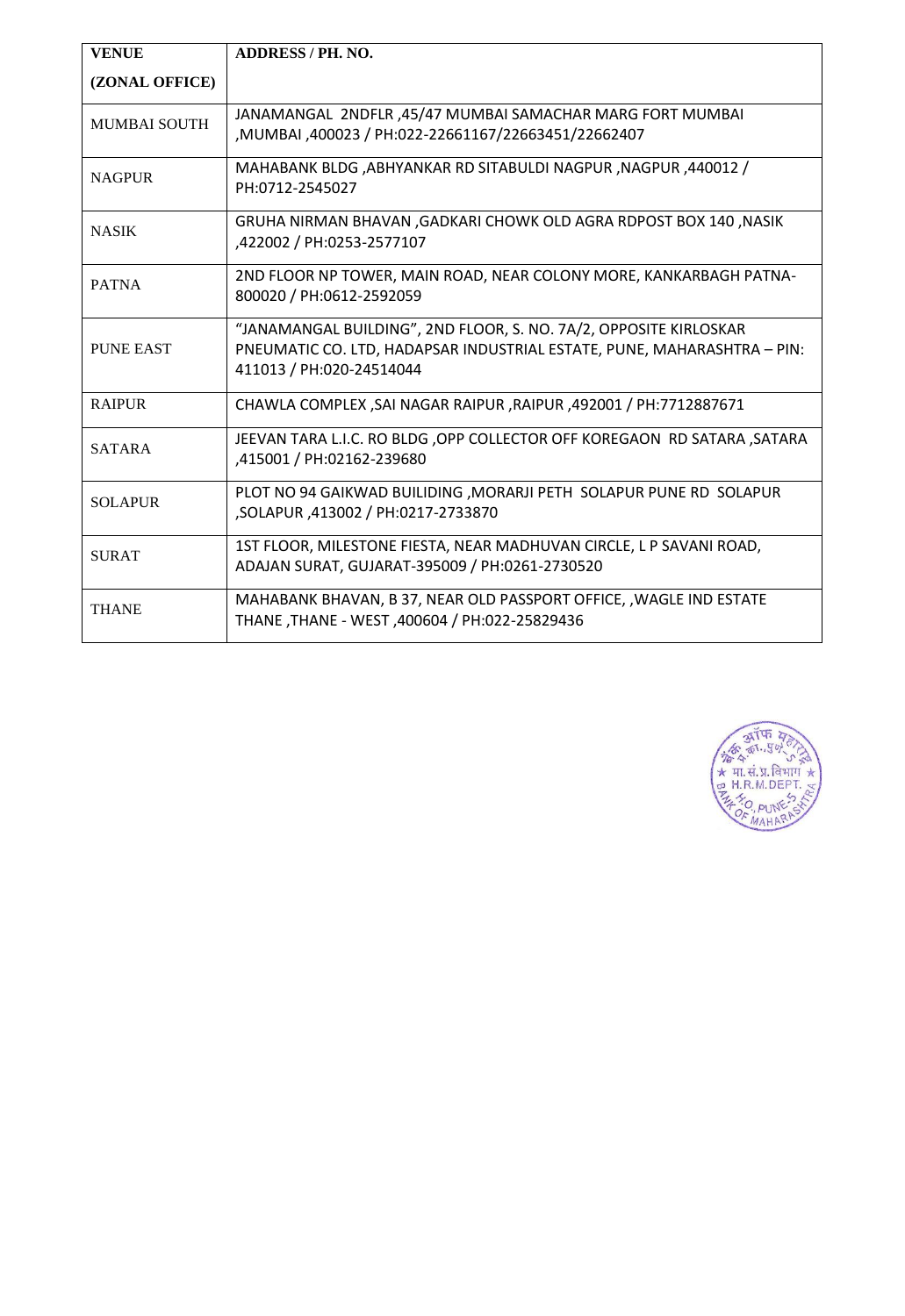| VENUE (ZONAL OFFICE) | ADDRESS / PH. NO. |
|---|---|
| MUMBAI SOUTH | JANAMANGAL 2NDFLR ,45/47 MUMBAI SAMACHAR MARG FORT MUMBAI ,MUMBAI ,400023 / PH:022-22661167/22663451/22662407 |
| NAGPUR | MAHABANK BLDG ,ABHYANKAR RD SITABULDI NAGPUR ,NAGPUR ,440012 / PH:0712-2545027 |
| NASIK | GRUHA NIRMAN BHAVAN ,GADKARI CHOWK OLD AGRA RDPOST BOX 140 ,NASIK ,422002 / PH:0253-2577107 |
| PATNA | 2ND FLOOR NP TOWER, MAIN ROAD, NEAR COLONY MORE, KANKARBAGH PATNA-800020 / PH:0612-2592059 |
| PUNE EAST | "JANAMANGAL BUILDING", 2ND FLOOR, S. NO. 7A/2, OPPOSITE KIRLOSKAR PNEUMATIC CO. LTD, HADAPSAR INDUSTRIAL ESTATE, PUNE, MAHARASHTRA – PIN: 411013 / PH:020-24514044 |
| RAIPUR | CHAWLA COMPLEX ,SAI NAGAR RAIPUR ,RAIPUR ,492001 / PH:7712887671 |
| SATARA | JEEVAN TARA L.I.C. RO BLDG ,OPP COLLECTOR OFF KOREGAON RD SATARA ,SATARA ,415001 / PH:02162-239680 |
| SOLAPUR | PLOT NO 94 GAIKWAD BUILIDING ,MORARJI PETH SOLAPUR PUNE RD SOLAPUR ,SOLAPUR ,413002 / PH:0217-2733870 |
| SURAT | 1ST FLOOR, MILESTONE FIESTA, NEAR MADHUVAN CIRCLE, L P SAVANI ROAD, ADAJAN SURAT, GUJARAT-395009 / PH:0261-2730520 |
| THANE | MAHABANK BHAVAN, B 37, NEAR OLD PASSPORT OFFICE, ,WAGLE IND ESTATE THANE ,THANE - WEST ,400604 / PH:022-25829436 |